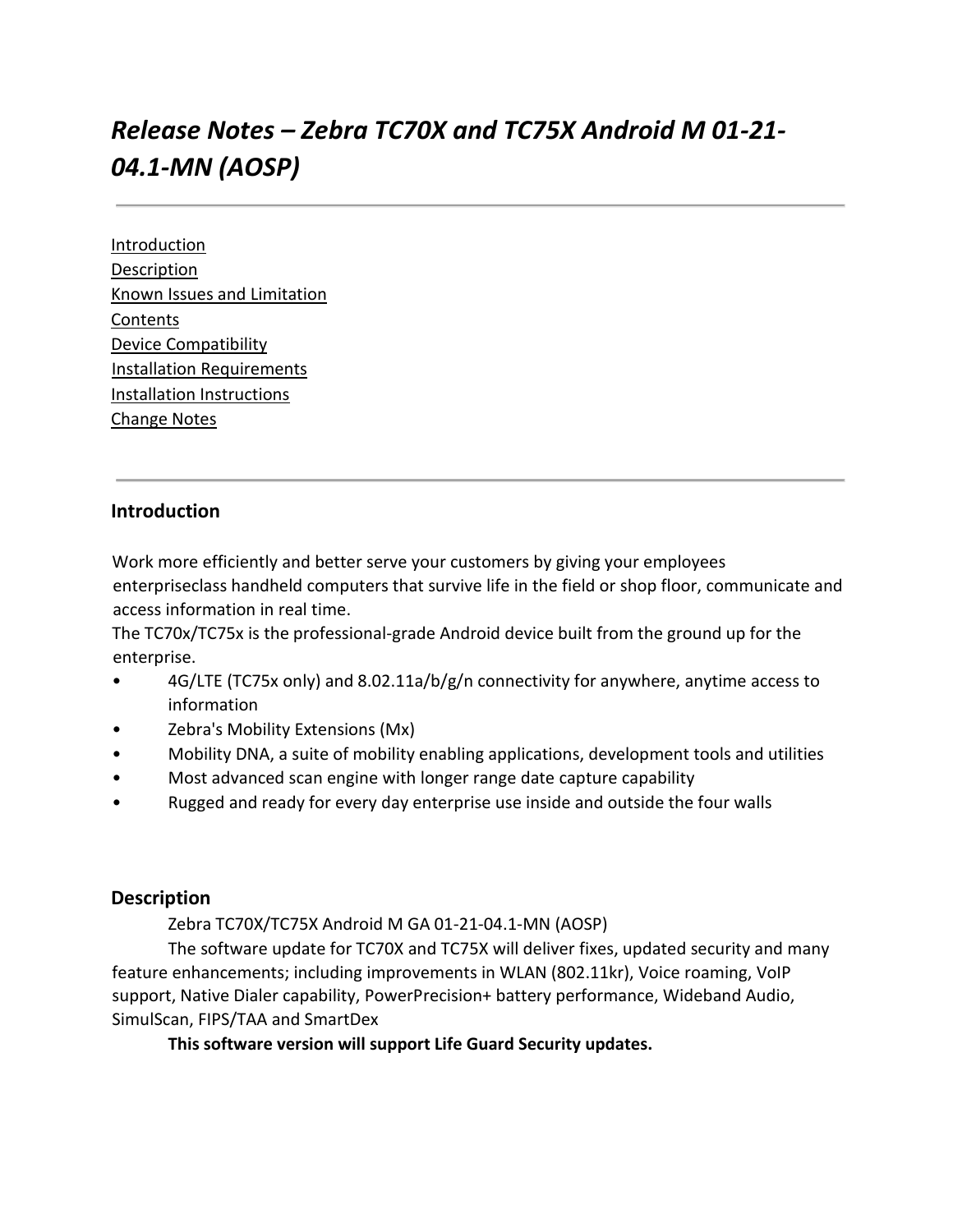# *Release Notes – Zebra TC70X and TC75X Android M 01-21-04.1-MN (AOSP)*

---

Introduction
Description
Known Issues and Limitation
Contents
Device Compatibility
Installation Requirements
Installation Instructions
Change Notes

---

## Introduction

Work more efficiently and better serve your customers by giving your employees enterpriseclass handheld computers that survive life in the field or shop floor, communicate and access information in real time.
The TC70x/TC75x is the professional-grade Android device built from the ground up for the enterprise.

- 4G/LTE (TC75x only) and 8.02.11a/b/g/n connectivity for anywhere, anytime access to information
- Zebra's Mobility Extensions (Mx)
- Mobility DNA, a suite of mobility enabling applications, development tools and utilities
- Most advanced scan engine with longer range date capture capability
- Rugged and ready for every day enterprise use inside and outside the four walls

## Description

Zebra TC70X/TC75X Android M GA 01-21-04.1-MN (AOSP)

The software update for TC70X and TC75X will deliver fixes, updated security and many feature enhancements; including improvements in WLAN (802.11kr), Voice roaming, VoIP support, Native Dialer capability, PowerPrecision+ battery performance, Wideband Audio, SimulScan, FIPS/TAA and SmartDex

**This software version will support Life Guard Security updates.**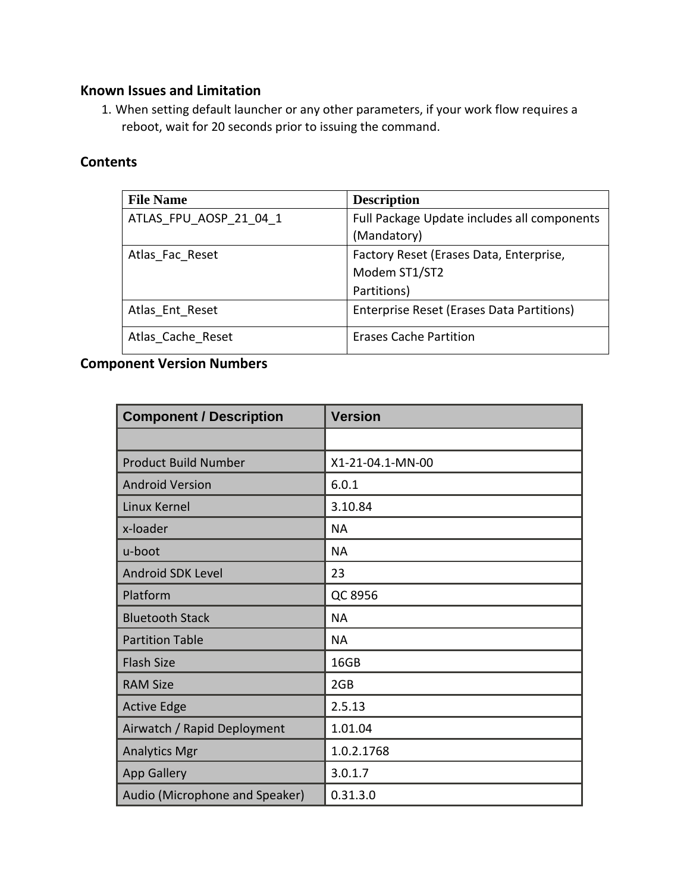## Known Issues and Limitation

1. When setting default launcher or any other parameters, if your work flow requires a reboot, wait for 20 seconds prior to issuing the command.

## Contents

| File Name | Description |
| --- | --- |
| ATLAS_FPU_AOSP_21_04_1 | Full Package Update includes all components (Mandatory) |
| Atlas_Fac_Reset | Factory Reset (Erases Data, Enterprise, Modem ST1/ST2 Partitions) |
| Atlas_Ent_Reset | Enterprise Reset (Erases Data Partitions) |
| Atlas_Cache_Reset | Erases Cache Partition |

## Component Version Numbers

| Component / Description | Version |
| --- | --- |
| | |
| Product Build Number | X1-21-04.1-MN-00 |
| Android Version | 6.0.1 |
| Linux Kernel | 3.10.84 |
| x-loader | NA |
| u-boot | NA |
| Android SDK Level | 23 |
| Platform | QC 8956 |
| Bluetooth Stack | NA |
| Partition Table | NA |
| Flash Size | 16GB |
| RAM Size | 2GB |
| Active Edge | 2.5.13 |
| Airwatch / Rapid Deployment | 1.01.04 |
| Analytics Mgr | 1.0.2.1768 |
| App Gallery | 3.0.1.7 |
| Audio (Microphone and Speaker) | 0.31.3.0 |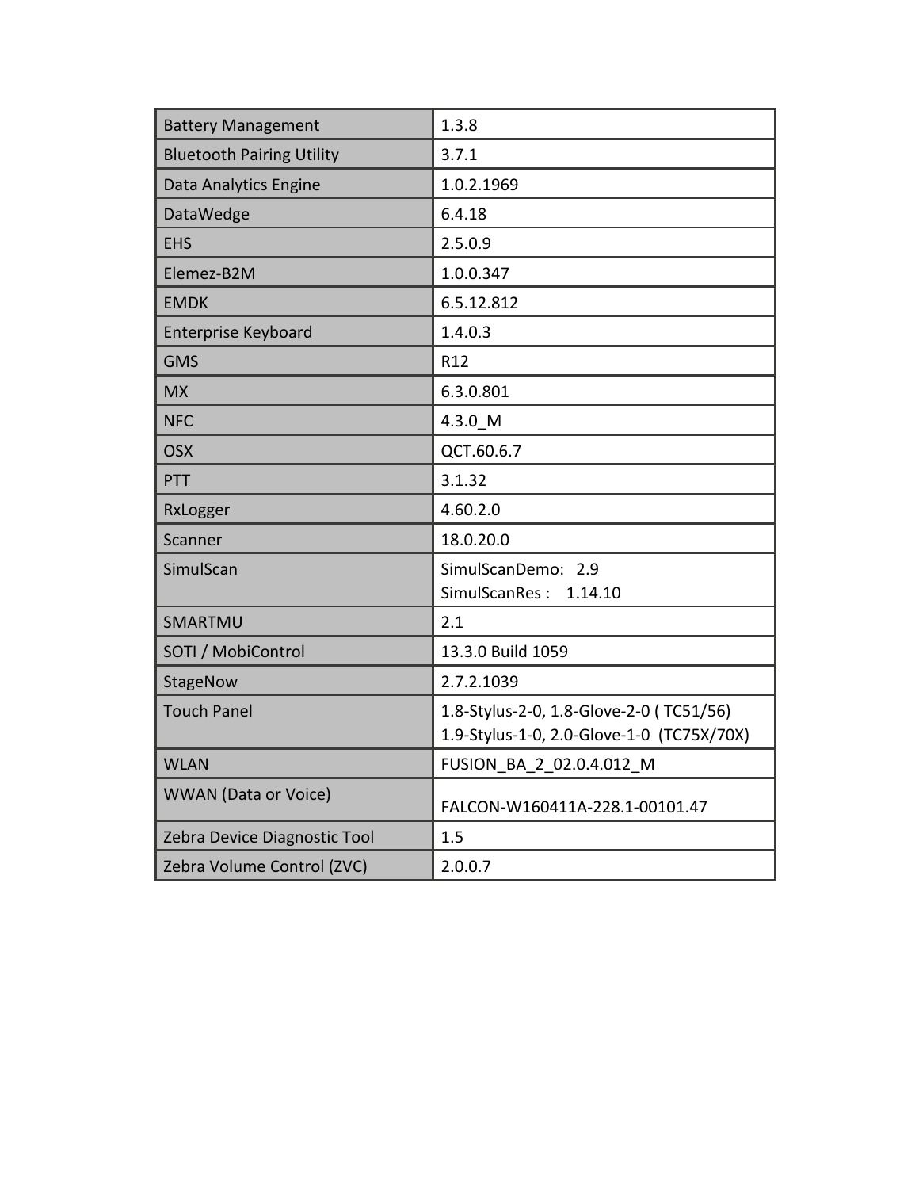| Battery Management | 1.3.8 |
| --- | --- |
| Bluetooth Pairing Utility | 3.7.1 |
| Data Analytics Engine | 1.0.2.1969 |
| DataWedge | 6.4.18 |
| EHS | 2.5.0.9 |
| Elemez-B2M | 1.0.0.347 |
| EMDK | 6.5.12.812 |
| Enterprise Keyboard | 1.4.0.3 |
| GMS | R12 |
| MX | 6.3.0.801 |
| NFC | 4.3.0_M |
| OSX | QCT.60.6.7 |
| PTT | 3.1.32 |
| RxLogger | 4.60.2.0 |
| Scanner | 18.0.20.0 |
| SimulScan | SimulScanDemo: 2.9<br>SimulScanRes : 1.14.10 |
| SMARTMU | 2.1 |
| SOTI / MobiControl | 13.3.0 Build 1059 |
| StageNow | 2.7.2.1039 |
| Touch Panel | 1.8-Stylus-2-0, 1.8-Glove-2-0 ( TC51/56)<br>1.9-Stylus-1-0, 2.0-Glove-1-0 (TC75X/70X) |
| WLAN | FUSION_BA_2_02.0.4.012_M |
| WWAN (Data or Voice) | FALCON-W160411A-228.1-00101.47 |
| Zebra Device Diagnostic Tool | 1.5 |
| Zebra Volume Control (ZVC) | 2.0.0.7 |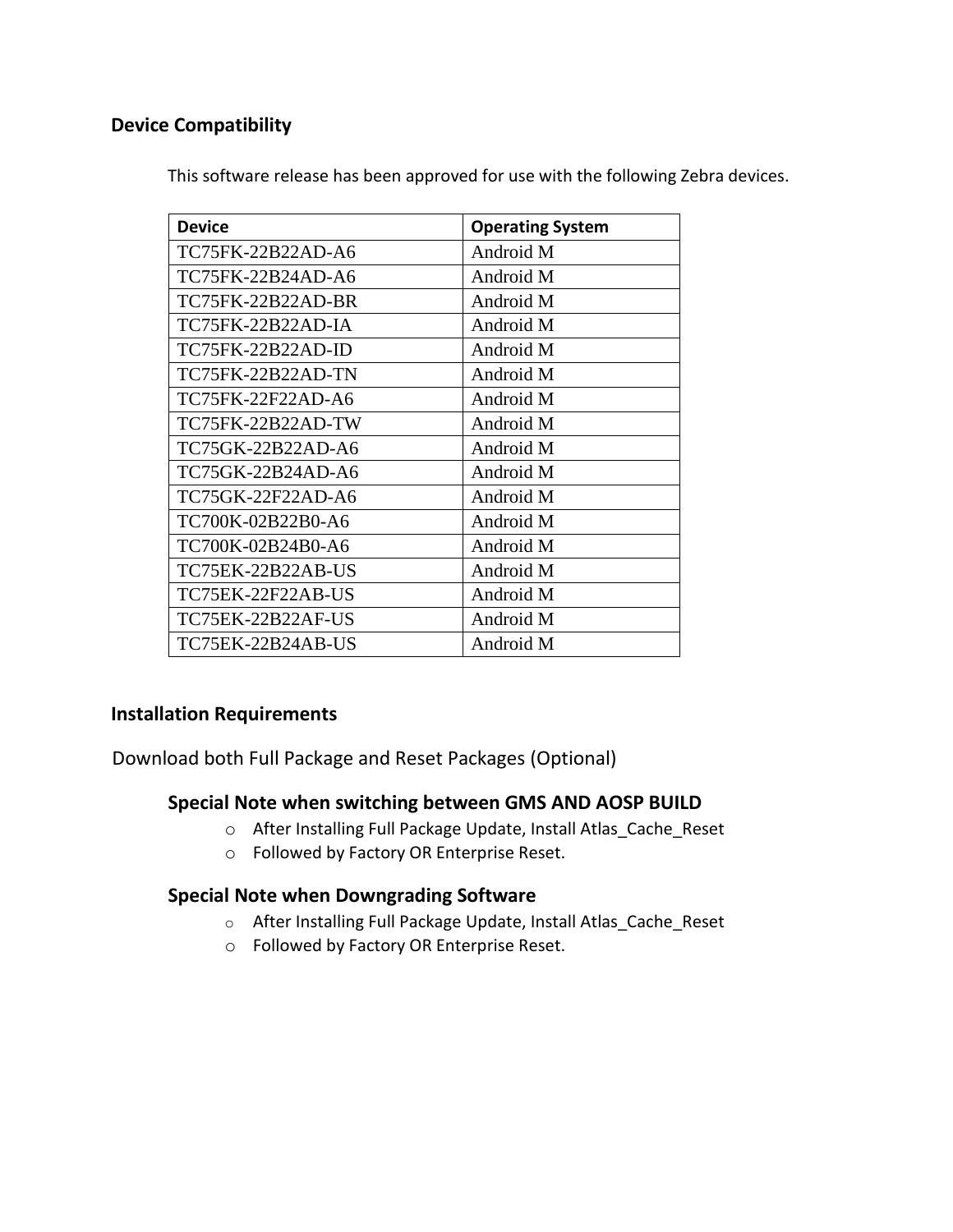## Device Compatibility

This software release has been approved for use with the following Zebra devices.

| Device | Operating System |
| --- | --- |
| TC75FK-22B22AD-A6 | Android M |
| TC75FK-22B24AD-A6 | Android M |
| TC75FK-22B22AD-BR | Android M |
| TC75FK-22B22AD-IA | Android M |
| TC75FK-22B22AD-ID | Android M |
| TC75FK-22B22AD-TN | Android M |
| TC75FK-22F22AD-A6 | Android M |
| TC75FK-22B22AD-TW | Android M |
| TC75GK-22B22AD-A6 | Android M |
| TC75GK-22B24AD-A6 | Android M |
| TC75GK-22F22AD-A6 | Android M |
| TC700K-02B22B0-A6 | Android M |
| TC700K-02B24B0-A6 | Android M |
| TC75EK-22B22AB-US | Android M |
| TC75EK-22F22AB-US | Android M |
| TC75EK-22B22AF-US | Android M |
| TC75EK-22B24AB-US | Android M |

## Installation Requirements

Download both Full Package and Reset Packages (Optional)

### Special Note when switching between GMS AND AOSP BUILD

- After Installing Full Package Update, Install Atlas_Cache_Reset
- Followed by Factory OR Enterprise Reset.

### Special Note when Downgrading Software

- After Installing Full Package Update, Install Atlas_Cache_Reset
- Followed by Factory OR Enterprise Reset.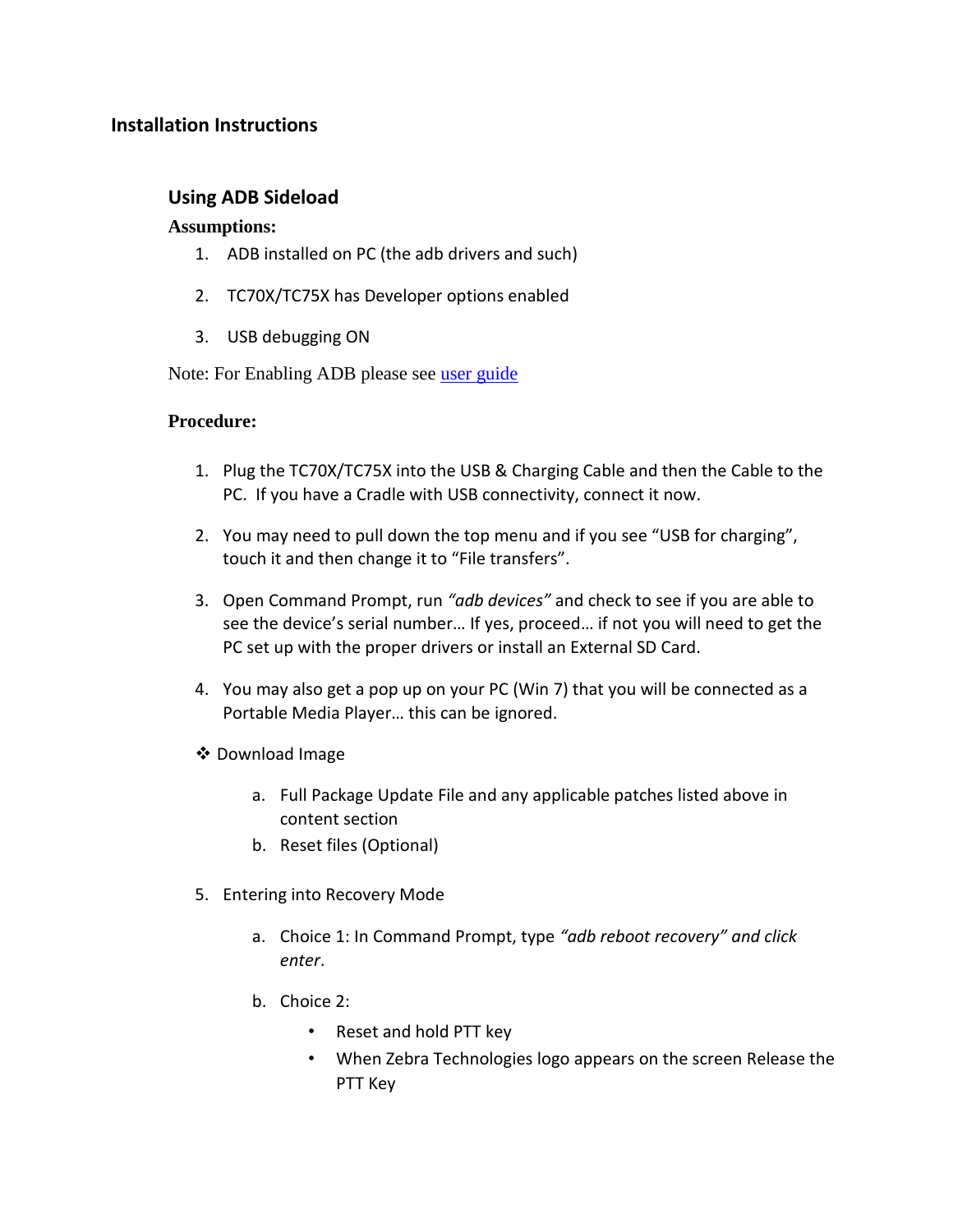## Installation Instructions

### Using ADB Sideload

**Assumptions:**

1. ADB installed on PC (the adb drivers and such)
2. TC70X/TC75X has Developer options enabled
3. USB debugging ON

Note: For Enabling ADB please see [user guide]()

**Procedure:**

1. Plug the TC70X/TC75X into the USB & Charging Cable and then the Cable to the PC. If you have a Cradle with USB connectivity, connect it now.
2. You may need to pull down the top menu and if you see “USB for charging”, touch it and then change it to “File transfers”.
3. Open Command Prompt, run *“adb devices”* and check to see if you are able to see the device’s serial number… If yes, proceed… if not you will need to get the PC set up with the proper drivers or install an External SD Card.
4. You may also get a pop up on your PC (Win 7) that you will be connected as a Portable Media Player… this can be ignored.

❖ Download Image

   a. Full Package Update File and any applicable patches listed above in content section
   b. Reset files (Optional)

5. Entering into Recovery Mode
   a. Choice 1: In Command Prompt, type *“adb reboot recovery” and click enter*.
   b. Choice 2:
      - Reset and hold PTT key
      - When Zebra Technologies logo appears on the screen Release the PTT Key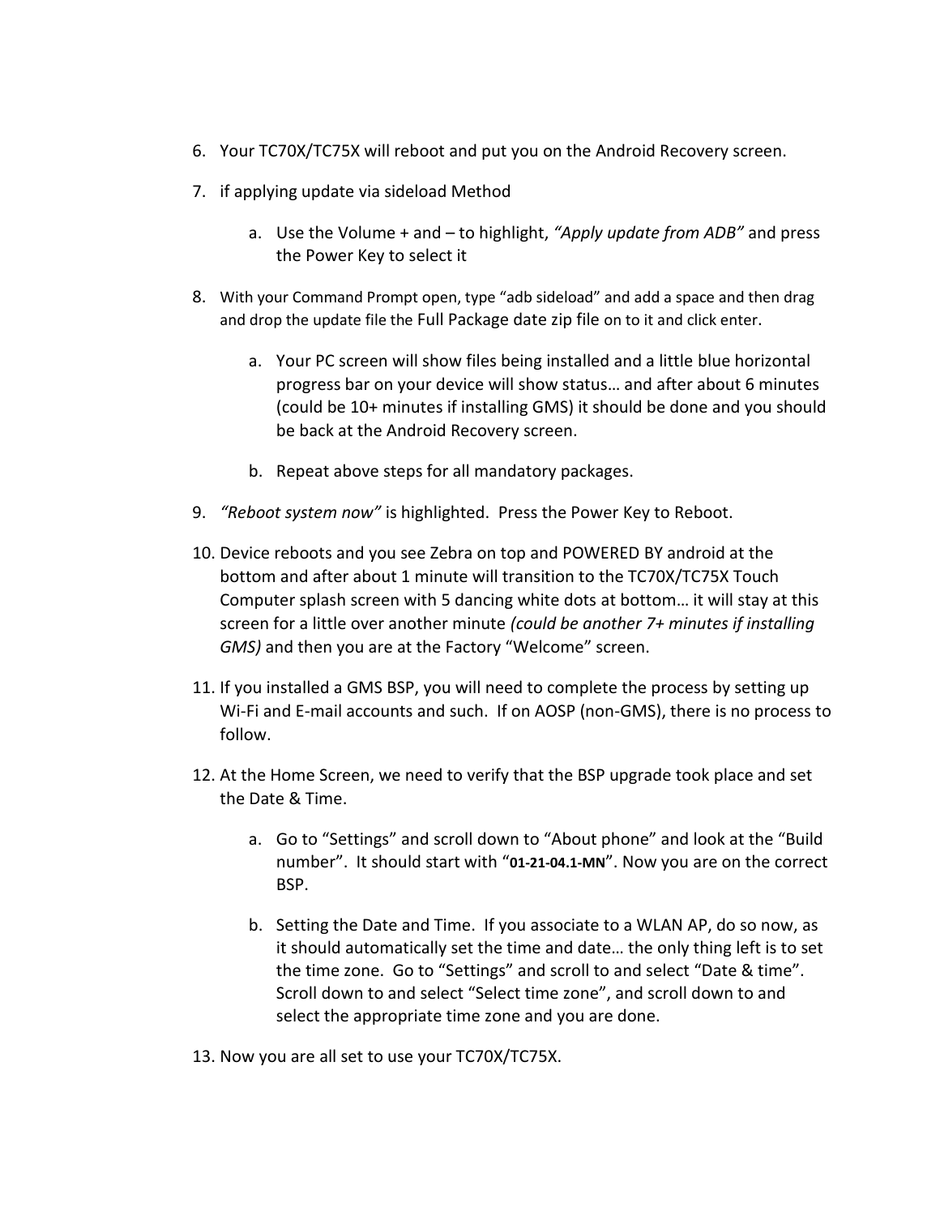6. Your TC70X/TC75X will reboot and put you on the Android Recovery screen.

7. if applying update via sideload Method

    a. Use the Volume + and – to highlight, *"Apply update from ADB"* and press the Power Key to select it

8. With your Command Prompt open, type "adb sideload" and add a space and then drag and drop the update file the Full Package date zip file on to it and click enter.

    a. Your PC screen will show files being installed and a little blue horizontal progress bar on your device will show status… and after about 6 minutes (could be 10+ minutes if installing GMS) it should be done and you should be back at the Android Recovery screen.

    b. Repeat above steps for all mandatory packages.

9. *"Reboot system now"* is highlighted. Press the Power Key to Reboot.

10. Device reboots and you see Zebra on top and POWERED BY android at the bottom and after about 1 minute will transition to the TC70X/TC75X Touch Computer splash screen with 5 dancing white dots at bottom… it will stay at this screen for a little over another minute *(could be another 7+ minutes if installing GMS)* and then you are at the Factory "Welcome" screen.

11. If you installed a GMS BSP, you will need to complete the process by setting up Wi-Fi and E-mail accounts and such. If on AOSP (non-GMS), there is no process to follow.

12. At the Home Screen, we need to verify that the BSP upgrade took place and set the Date & Time.

    a. Go to "Settings" and scroll down to "About phone" and look at the "Build number". It should start with "**01-21-04.1-MN**". Now you are on the correct BSP.

    b. Setting the Date and Time. If you associate to a WLAN AP, do so now, as it should automatically set the time and date… the only thing left is to set the time zone. Go to "Settings" and scroll to and select "Date & time". Scroll down to and select "Select time zone", and scroll down to and select the appropriate time zone and you are done.

13. Now you are all set to use your TC70X/TC75X.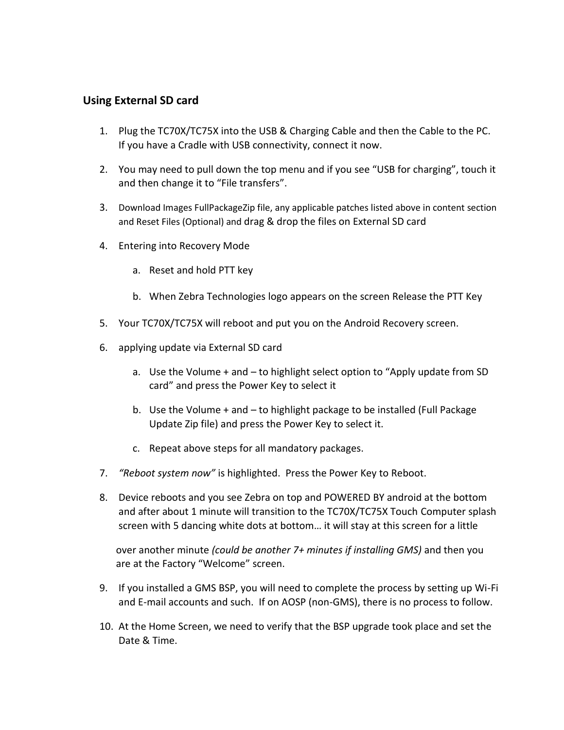## Using External SD card

1. Plug the TC70X/TC75X into the USB & Charging Cable and then the Cable to the PC. If you have a Cradle with USB connectivity, connect it now.
2. You may need to pull down the top menu and if you see "USB for charging", touch it and then change it to "File transfers".
3. Download Images FullPackageZip file, any applicable patches listed above in content section and Reset Files (Optional) and drag & drop the files on External SD card
4. Entering into Recovery Mode
    a. Reset and hold PTT key
    b. When Zebra Technologies logo appears on the screen Release the PTT Key
5. Your TC70X/TC75X will reboot and put you on the Android Recovery screen.
6. applying update via External SD card
    a. Use the Volume + and – to highlight select option to "Apply update from SD card" and press the Power Key to select it
    b. Use the Volume + and – to highlight package to be installed (Full Package Update Zip file) and press the Power Key to select it.
    c. Repeat above steps for all mandatory packages.
7. *"Reboot system now"* is highlighted. Press the Power Key to Reboot.
8. Device reboots and you see Zebra on top and POWERED BY android at the bottom and after about 1 minute will transition to the TC70X/TC75X Touch Computer splash screen with 5 dancing white dots at bottom… it will stay at this screen for a little

    over another minute *(could be another 7+ minutes if installing GMS)* and then you are at the Factory "Welcome" screen.
9. If you installed a GMS BSP, you will need to complete the process by setting up Wi-Fi and E-mail accounts and such. If on AOSP (non-GMS), there is no process to follow.
10. At the Home Screen, we need to verify that the BSP upgrade took place and set the Date & Time.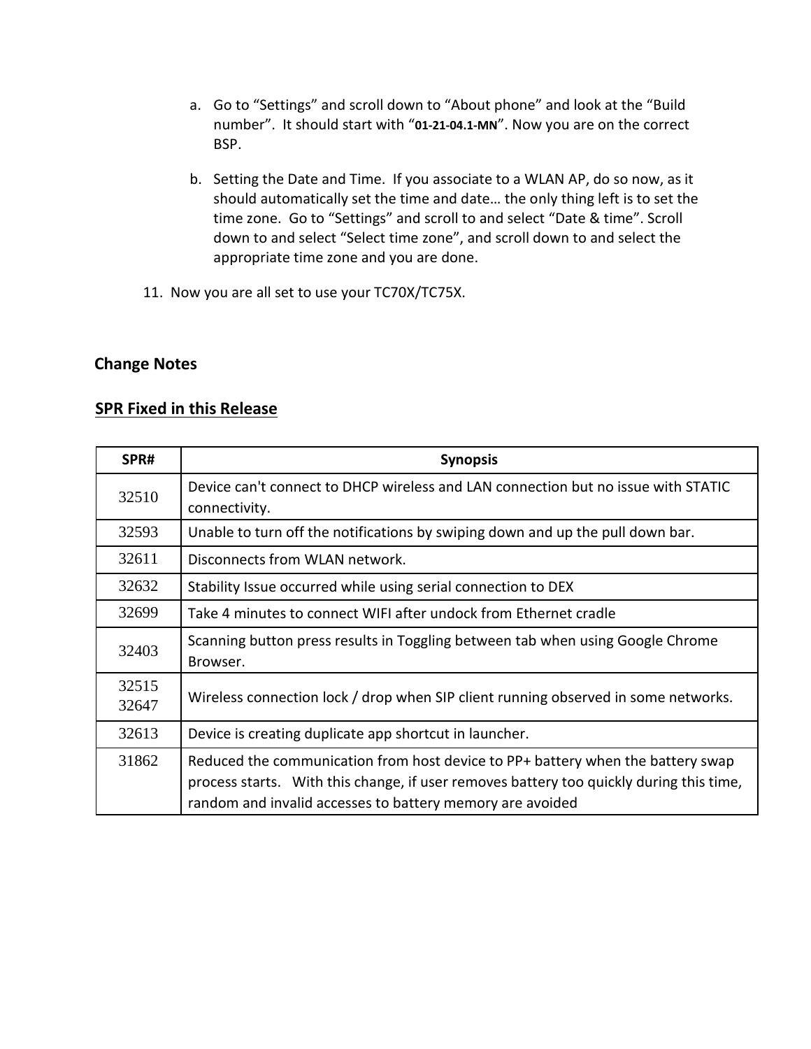a. Go to "Settings" and scroll down to "About phone" and look at the "Build number". It should start with "**01-21-04.1-MN**". Now you are on the correct BSP.

b. Setting the Date and Time. If you associate to a WLAN AP, do so now, as it should automatically set the time and date… the only thing left is to set the time zone. Go to "Settings" and scroll to and select "Date & time". Scroll down to and select "Select time zone", and scroll down to and select the appropriate time zone and you are done.

11. Now you are all set to use your TC70X/TC75X.

## Change Notes

### SPR Fixed in this Release

| SPR# | Synopsis |
|---|---|
| 32510 | Device can't connect to DHCP wireless and LAN connection but no issue with STATIC connectivity. |
| 32593 | Unable to turn off the notifications by swiping down and up the pull down bar. |
| 32611 | Disconnects from WLAN network. |
| 32632 | Stability Issue occurred while using serial connection to DEX |
| 32699 | Take 4 minutes to connect WIFI after undock from Ethernet cradle |
| 32403 | Scanning button press results in Toggling between tab when using Google Chrome Browser. |
| 32515<br>32647 | Wireless connection lock / drop when SIP client running observed in some networks. |
| 32613 | Device is creating duplicate app shortcut in launcher. |
| 31862 | Reduced the communication from host device to PP+ battery when the battery swap process starts. With this change, if user removes battery too quickly during this time, random and invalid accesses to battery memory are avoided |